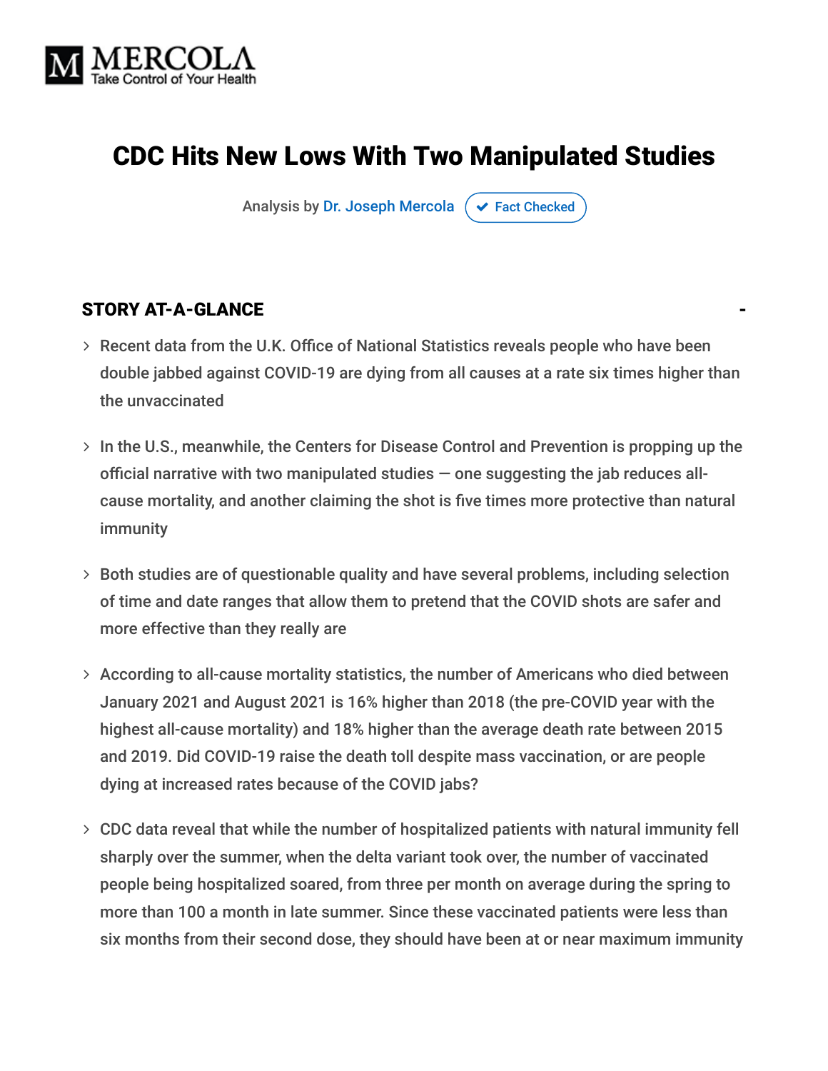MERCOLA
Take Control of Your Health

# CDC Hits New Lows With Two Manipulated Studies

Analysis by Dr. Joseph Mercola ✔ Fact Checked

## STORY AT-A-GLANCE

- Recent data from the U.K. Office of National Statistics reveals people who have been double jabbed against COVID-19 are dying from all causes at a rate six times higher than the unvaccinated
- In the U.S., meanwhile, the Centers for Disease Control and Prevention is propping up the official narrative with two manipulated studies — one suggesting the jab reduces all-cause mortality, and another claiming the shot is five times more protective than natural immunity
- Both studies are of questionable quality and have several problems, including selection of time and date ranges that allow them to pretend that the COVID shots are safer and more effective than they really are
- According to all-cause mortality statistics, the number of Americans who died between January 2021 and August 2021 is 16% higher than 2018 (the pre-COVID year with the highest all-cause mortality) and 18% higher than the average death rate between 2015 and 2019. Did COVID-19 raise the death toll despite mass vaccination, or are people dying at increased rates because of the COVID jabs?
- CDC data reveal that while the number of hospitalized patients with natural immunity fell sharply over the summer, when the delta variant took over, the number of vaccinated people being hospitalized soared, from three per month on average during the spring to more than 100 a month in late summer. Since these vaccinated patients were less than six months from their second dose, they should have been at or near maximum immunity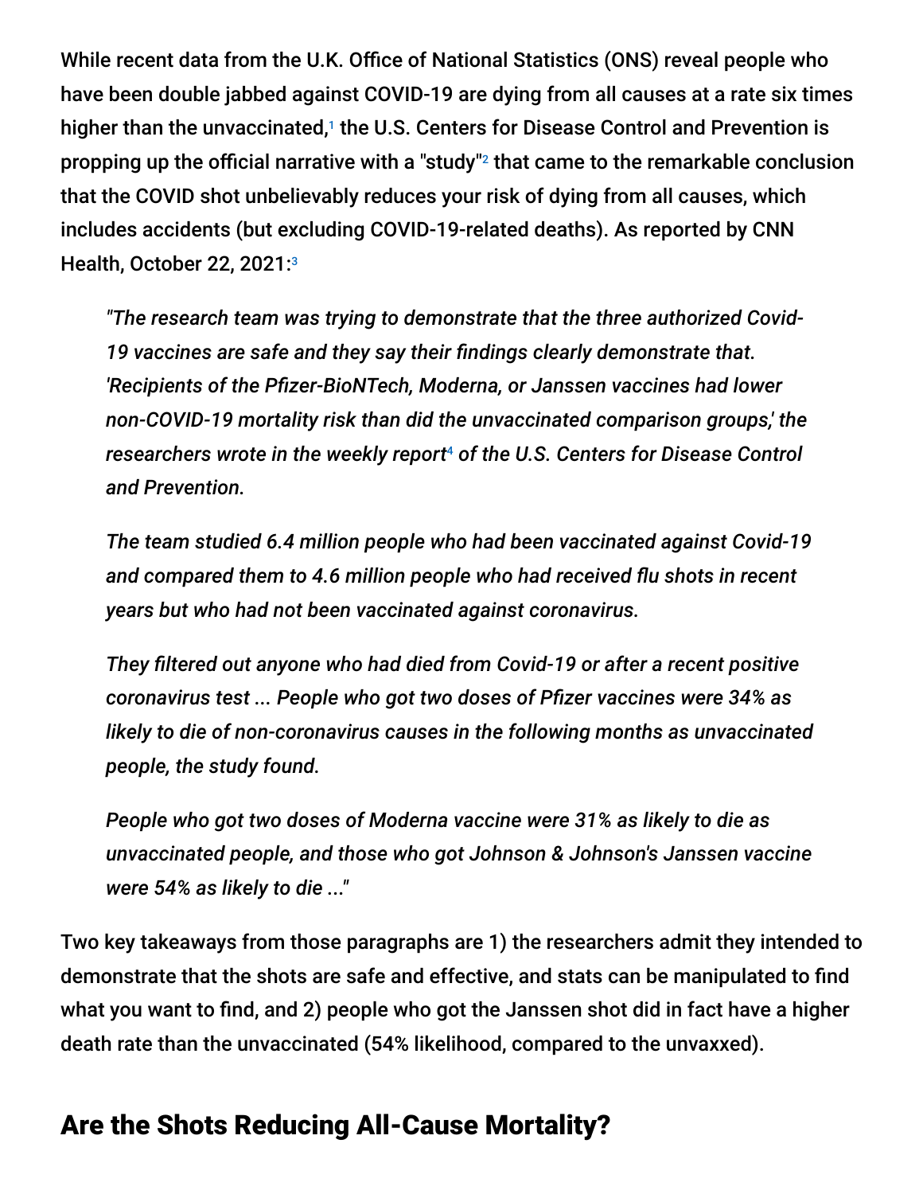While recent data from the U.K. Office of National Statistics (ONS) reveal people who have been double jabbed against COVID-19 are dying from all causes at a rate six times higher than the unvaccinated,[1] the U.S. Centers for Disease Control and Prevention is propping up the official narrative with a "study"[2] that came to the remarkable conclusion that the COVID shot unbelievably reduces your risk of dying from all causes, which includes accidents (but excluding COVID-19-related deaths). As reported by CNN Health, October 22, 2021:[3]

> *"The research team was trying to demonstrate that the three authorized Covid-19 vaccines are safe and they say their findings clearly demonstrate that. 'Recipients of the Pfizer-BioNTech, Moderna, or Janssen vaccines had lower non-COVID-19 mortality risk than did the unvaccinated comparison groups,' the researchers wrote in the weekly report[4] of the U.S. Centers for Disease Control and Prevention.*
>
> *The team studied 6.4 million people who had been vaccinated against Covid-19 and compared them to 4.6 million people who had received flu shots in recent years but who had not been vaccinated against coronavirus.*
>
> *They filtered out anyone who had died from Covid-19 or after a recent positive coronavirus test ... People who got two doses of Pfizer vaccines were 34% as likely to die of non-coronavirus causes in the following months as unvaccinated people, the study found.*
>
> *People who got two doses of Moderna vaccine were 31% as likely to die as unvaccinated people, and those who got Johnson & Johnson's Janssen vaccine were 54% as likely to die ..."*

Two key takeaways from those paragraphs are 1) the researchers admit they intended to demonstrate that the shots are safe and effective, and stats can be manipulated to find what you want to find, and 2) people who got the Janssen shot did in fact have a higher death rate than the unvaccinated (54% likelihood, compared to the unvaxxed).

## Are the Shots Reducing All-Cause Mortality?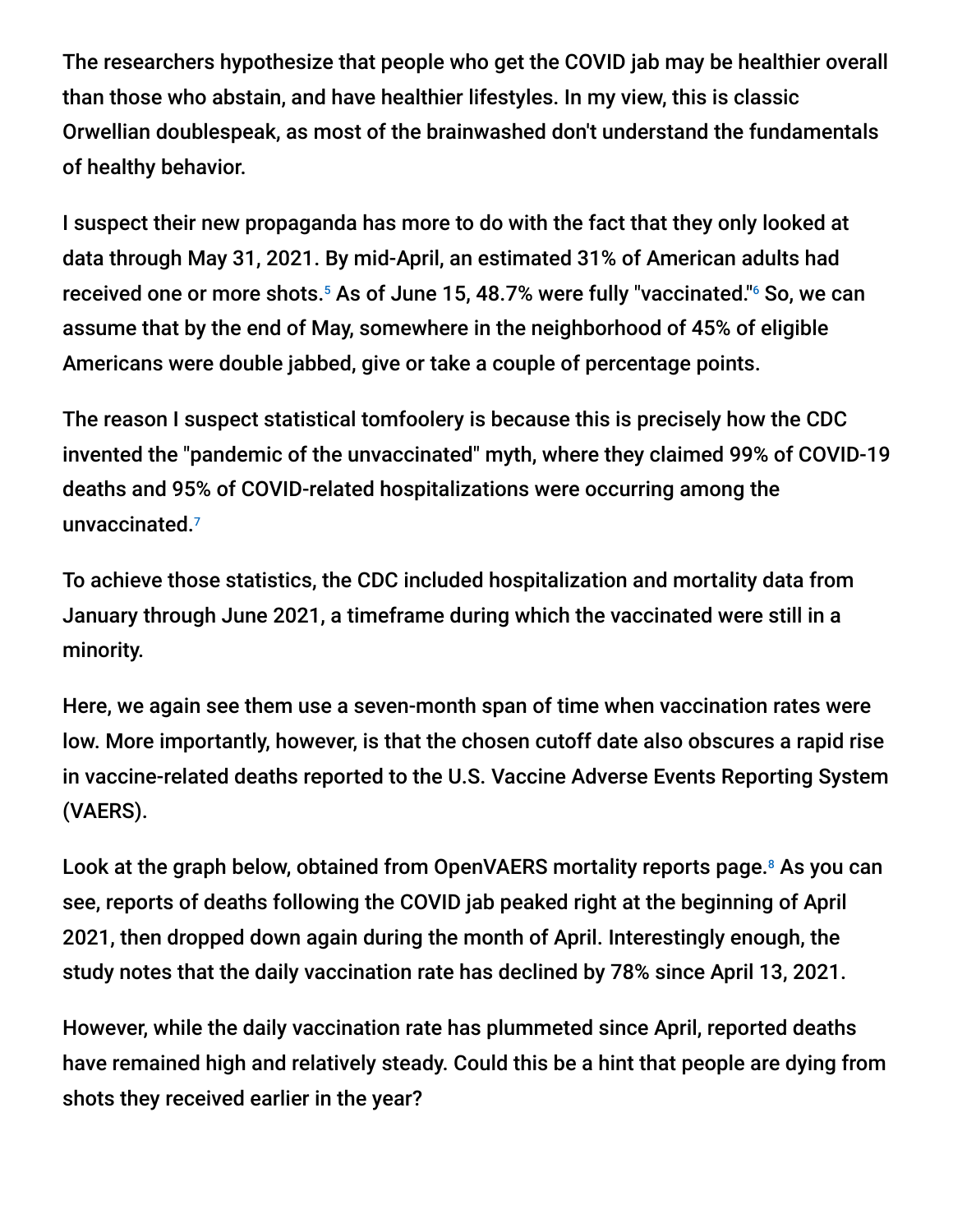The researchers hypothesize that people who get the COVID jab may be healthier overall than those who abstain, and have healthier lifestyles. In my view, this is classic Orwellian doublespeak, as most of the brainwashed don't understand the fundamentals of healthy behavior.

I suspect their new propaganda has more to do with the fact that they only looked at data through May 31, 2021. By mid-April, an estimated 31% of American adults had received one or more shots.[5] As of June 15, 48.7% were fully "vaccinated."[6] So, we can assume that by the end of May, somewhere in the neighborhood of 45% of eligible Americans were double jabbed, give or take a couple of percentage points.

The reason I suspect statistical tomfoolery is because this is precisely how the CDC invented the "pandemic of the unvaccinated" myth, where they claimed 99% of COVID-19 deaths and 95% of COVID-related hospitalizations were occurring among the unvaccinated.[7]

To achieve those statistics, the CDC included hospitalization and mortality data from January through June 2021, a timeframe during which the vaccinated were still in a minority.

Here, we again see them use a seven-month span of time when vaccination rates were low. More importantly, however, is that the chosen cutoff date also obscures a rapid rise in vaccine-related deaths reported to the U.S. Vaccine Adverse Events Reporting System (VAERS).

Look at the graph below, obtained from OpenVAERS mortality reports page.[8] As you can see, reports of deaths following the COVID jab peaked right at the beginning of April 2021, then dropped down again during the month of April. Interestingly enough, the study notes that the daily vaccination rate has declined by 78% since April 13, 2021.

However, while the daily vaccination rate has plummeted since April, reported deaths have remained high and relatively steady. Could this be a hint that people are dying from shots they received earlier in the year?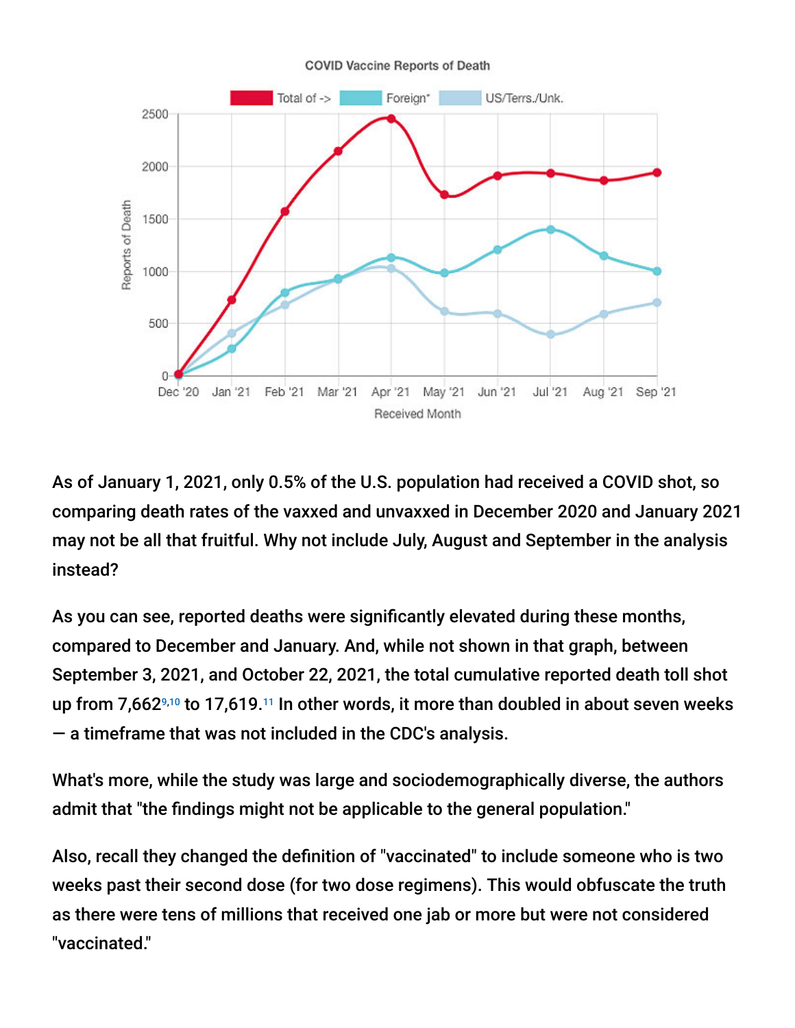As of January 1, 2021, only 0.5% of the U.S. population had received a COVID shot, so comparing death rates of the vaxxed and unvaxxed in December 2020 and January 2021 may not be all that fruitful. Why not include July, August and September in the analysis instead?

As you can see, reported deaths were significantly elevated during these months, compared to December and January. And, while not shown in that graph, between September 3, 2021, and October 22, 2021, the total cumulative reported death toll shot up from 7,662[9,10] to 17,619.[11] In other words, it more than doubled in about seven weeks — a timeframe that was not included in the CDC's analysis.

What's more, while the study was large and sociodemographically diverse, the authors admit that "the findings might not be applicable to the general population."

Also, recall they changed the definition of "vaccinated" to include someone who is two weeks past their second dose (for two dose regimens). This would obfuscate the truth as there were tens of millions that received one jab or more but were not considered "vaccinated."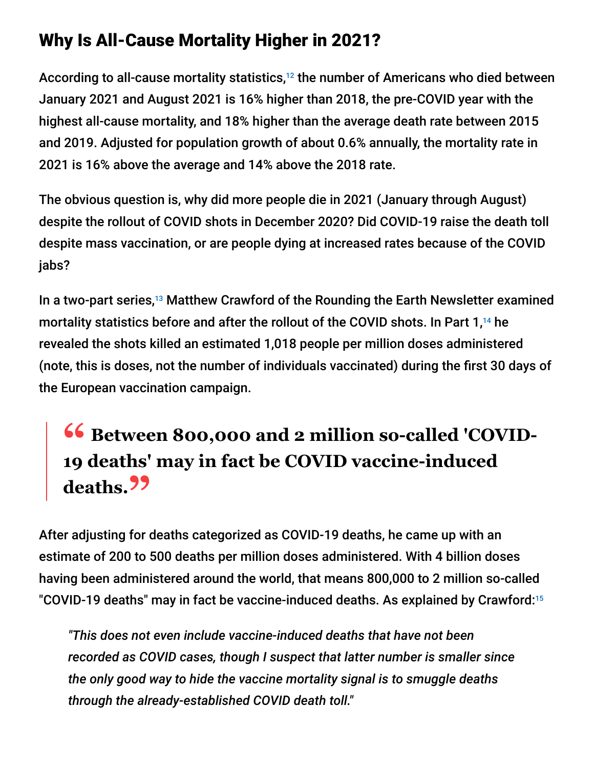## Why Is All-Cause Mortality Higher in 2021?

According to all-cause mortality statistics,[12] the number of Americans who died between January 2021 and August 2021 is 16% higher than 2018, the pre-COVID year with the highest all-cause mortality, and 18% higher than the average death rate between 2015 and 2019. Adjusted for population growth of about 0.6% annually, the mortality rate in 2021 is 16% above the average and 14% above the 2018 rate.

The obvious question is, why did more people die in 2021 (January through August) despite the rollout of COVID shots in December 2020? Did COVID-19 raise the death toll despite mass vaccination, or are people dying at increased rates because of the COVID jabs?

In a two-part series,[13] Matthew Crawford of the Rounding the Earth Newsletter examined mortality statistics before and after the rollout of the COVID shots. In Part 1,[14] he revealed the shots killed an estimated 1,018 people per million doses administered (note, this is doses, not the number of individuals vaccinated) during the first 30 days of the European vaccination campaign.

> **Between 800,000 and 2 million so-called 'COVID-19 deaths' may in fact be COVID vaccine-induced deaths.**

After adjusting for deaths categorized as COVID-19 deaths, he came up with an estimate of 200 to 500 deaths per million doses administered. With 4 billion doses having been administered around the world, that means 800,000 to 2 million so-called "COVID-19 deaths" may in fact be vaccine-induced deaths. As explained by Crawford:[15]

> *"This does not even include vaccine-induced deaths that have not been recorded as COVID cases, though I suspect that latter number is smaller since the only good way to hide the vaccine mortality signal is to smuggle deaths through the already-established COVID death toll."*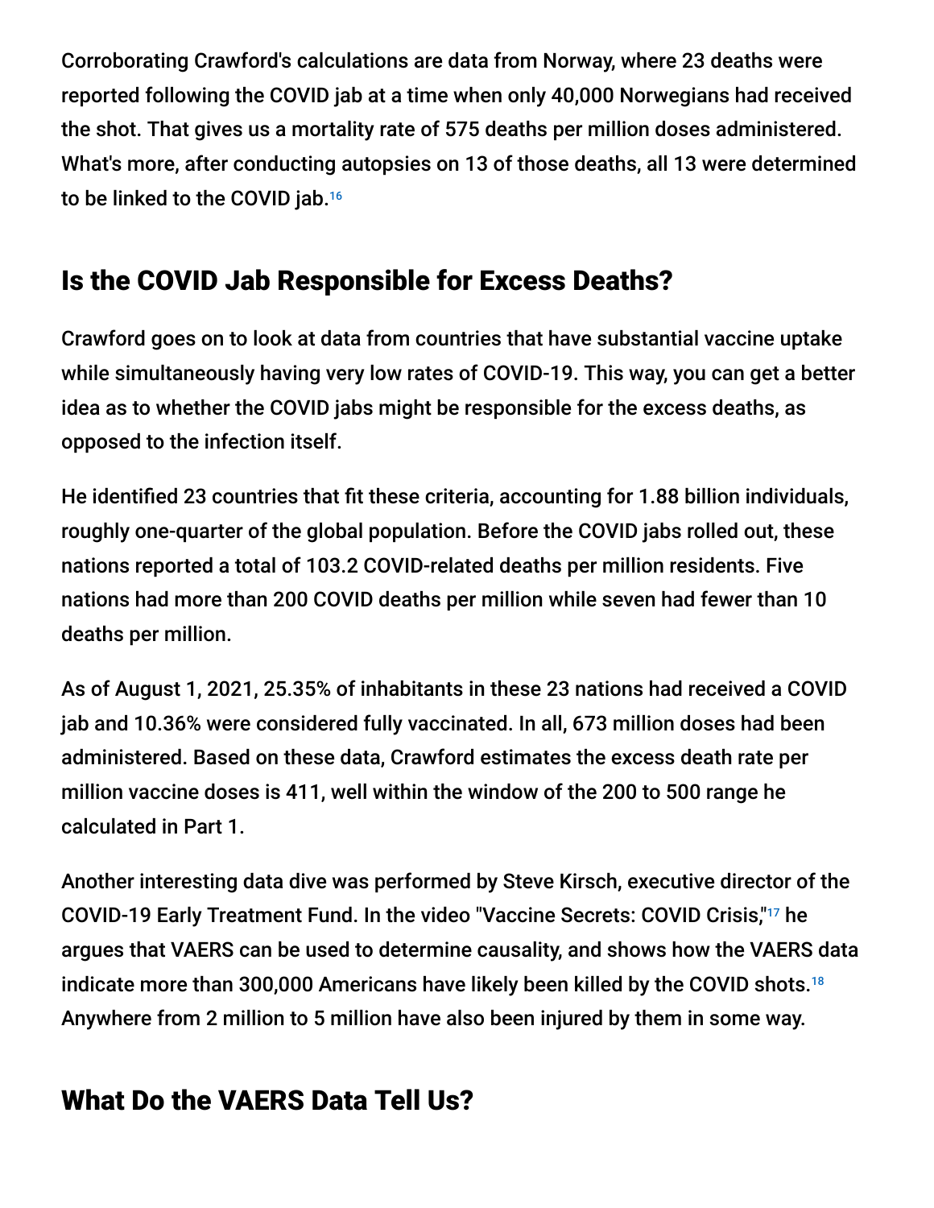Corroborating Crawford's calculations are data from Norway, where 23 deaths were reported following the COVID jab at a time when only 40,000 Norwegians had received the shot. That gives us a mortality rate of 575 deaths per million doses administered. What's more, after conducting autopsies on 13 of those deaths, all 13 were determined to be linked to the COVID jab.[16]

## Is the COVID Jab Responsible for Excess Deaths?

Crawford goes on to look at data from countries that have substantial vaccine uptake while simultaneously having very low rates of COVID-19. This way, you can get a better idea as to whether the COVID jabs might be responsible for the excess deaths, as opposed to the infection itself.

He identified 23 countries that fit these criteria, accounting for 1.88 billion individuals, roughly one-quarter of the global population. Before the COVID jabs rolled out, these nations reported a total of 103.2 COVID-related deaths per million residents. Five nations had more than 200 COVID deaths per million while seven had fewer than 10 deaths per million.

As of August 1, 2021, 25.35% of inhabitants in these 23 nations had received a COVID jab and 10.36% were considered fully vaccinated. In all, 673 million doses had been administered. Based on these data, Crawford estimates the excess death rate per million vaccine doses is 411, well within the window of the 200 to 500 range he calculated in Part 1.

Another interesting data dive was performed by Steve Kirsch, executive director of the COVID-19 Early Treatment Fund. In the video "Vaccine Secrets: COVID Crisis,"[17] he argues that VAERS can be used to determine causality, and shows how the VAERS data indicate more than 300,000 Americans have likely been killed by the COVID shots.[18] Anywhere from 2 million to 5 million have also been injured by them in some way.

## What Do the VAERS Data Tell Us?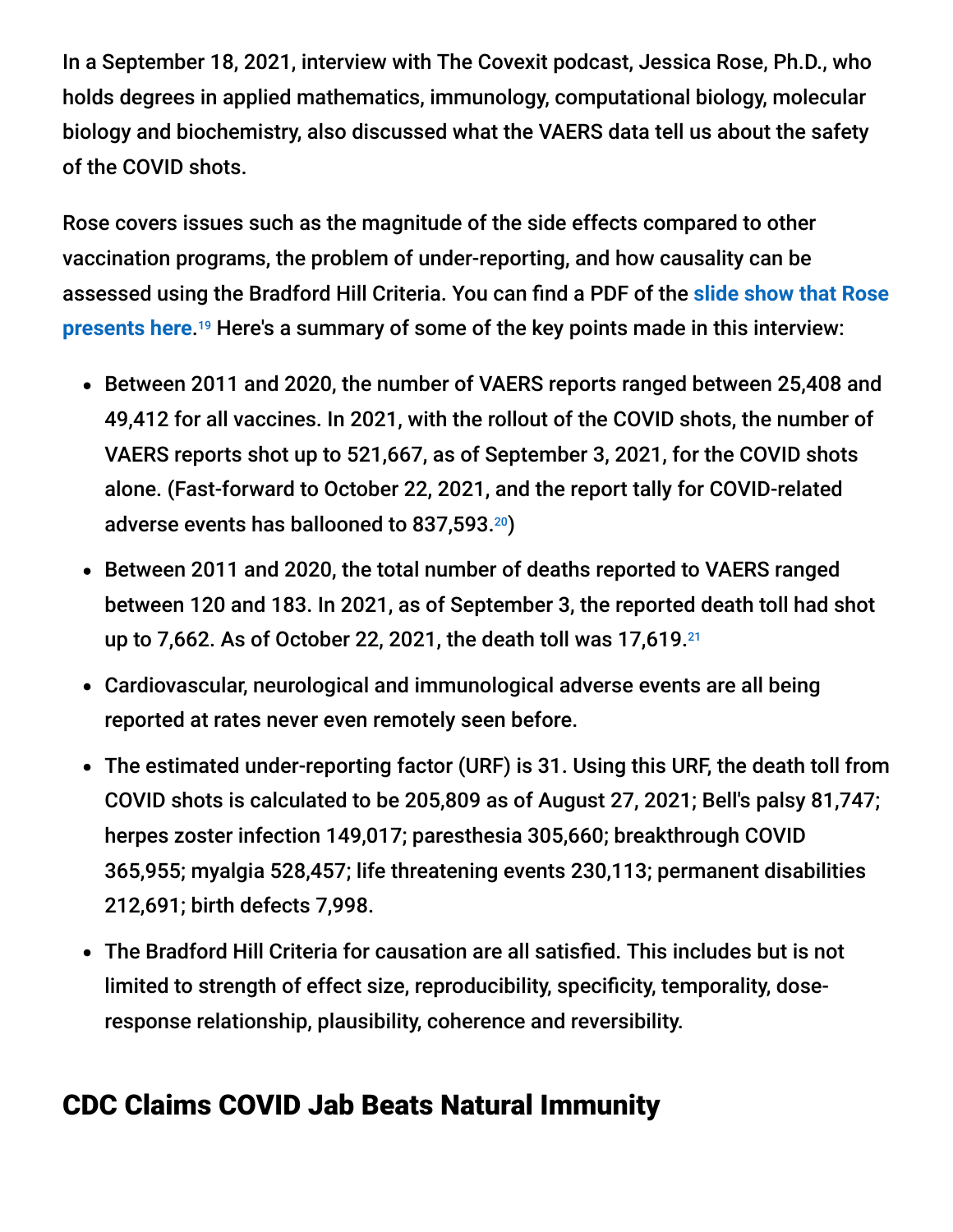In a September 18, 2021, interview with The Covexit podcast, Jessica Rose, Ph.D., who holds degrees in applied mathematics, immunology, computational biology, molecular biology and biochemistry, also discussed what the VAERS data tell us about the safety of the COVID shots.

Rose covers issues such as the magnitude of the side effects compared to other vaccination programs, the problem of under-reporting, and how causality can be assessed using the Bradford Hill Criteria. You can find a PDF of the **slide show that Rose presents here**.[19] Here's a summary of some of the key points made in this interview:

- Between 2011 and 2020, the number of VAERS reports ranged between 25,408 and 49,412 for all vaccines. In 2021, with the rollout of the COVID shots, the number of VAERS reports shot up to 521,667, as of September 3, 2021, for the COVID shots alone. (Fast-forward to October 22, 2021, and the report tally for COVID-related adverse events has ballooned to 837,593.[20])
- Between 2011 and 2020, the total number of deaths reported to VAERS ranged between 120 and 183. In 2021, as of September 3, the reported death toll had shot up to 7,662. As of October 22, 2021, the death toll was 17,619.[21]
- Cardiovascular, neurological and immunological adverse events are all being reported at rates never even remotely seen before.
- The estimated under-reporting factor (URF) is 31. Using this URF, the death toll from COVID shots is calculated to be 205,809 as of August 27, 2021; Bell's palsy 81,747; herpes zoster infection 149,017; paresthesia 305,660; breakthrough COVID 365,955; myalgia 528,457; life threatening events 230,113; permanent disabilities 212,691; birth defects 7,998.
- The Bradford Hill Criteria for causation are all satisfied. This includes but is not limited to strength of effect size, reproducibility, specificity, temporality, dose-response relationship, plausibility, coherence and reversibility.

## CDC Claims COVID Jab Beats Natural Immunity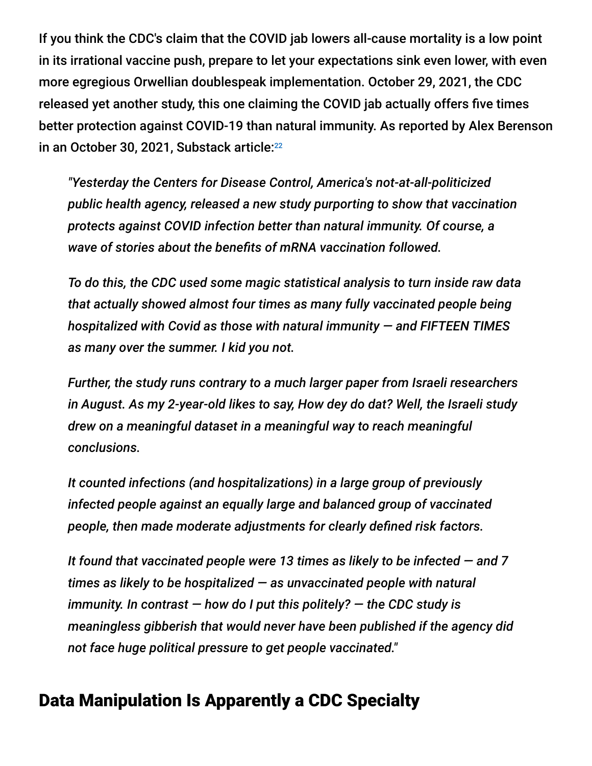If you think the CDC's claim that the COVID jab lowers all-cause mortality is a low point in its irrational vaccine push, prepare to let your expectations sink even lower, with even more egregious Orwellian doublespeak implementation. October 29, 2021, the CDC released yet another study, this one claiming the COVID jab actually offers five times better protection against COVID-19 than natural immunity. As reported by Alex Berenson in an October 30, 2021, Substack article:[22]

> *"Yesterday the Centers for Disease Control, America's not-at-all-politicized public health agency, released a new study purporting to show that vaccination protects against COVID infection better than natural immunity. Of course, a wave of stories about the benefits of mRNA vaccination followed.*
>
> *To do this, the CDC used some magic statistical analysis to turn inside raw data that actually showed almost four times as many fully vaccinated people being hospitalized with Covid as those with natural immunity — and FIFTEEN TIMES as many over the summer. I kid you not.*
>
> *Further, the study runs contrary to a much larger paper from Israeli researchers in August. As my 2-year-old likes to say, How dey do dat? Well, the Israeli study drew on a meaningful dataset in a meaningful way to reach meaningful conclusions.*
>
> *It counted infections (and hospitalizations) in a large group of previously infected people against an equally large and balanced group of vaccinated people, then made moderate adjustments for clearly defined risk factors.*
>
> *It found that vaccinated people were 13 times as likely to be infected — and 7 times as likely to be hospitalized — as unvaccinated people with natural immunity. In contrast — how do I put this politely? — the CDC study is meaningless gibberish that would never have been published if the agency did not face huge political pressure to get people vaccinated."*

## Data Manipulation Is Apparently a CDC Specialty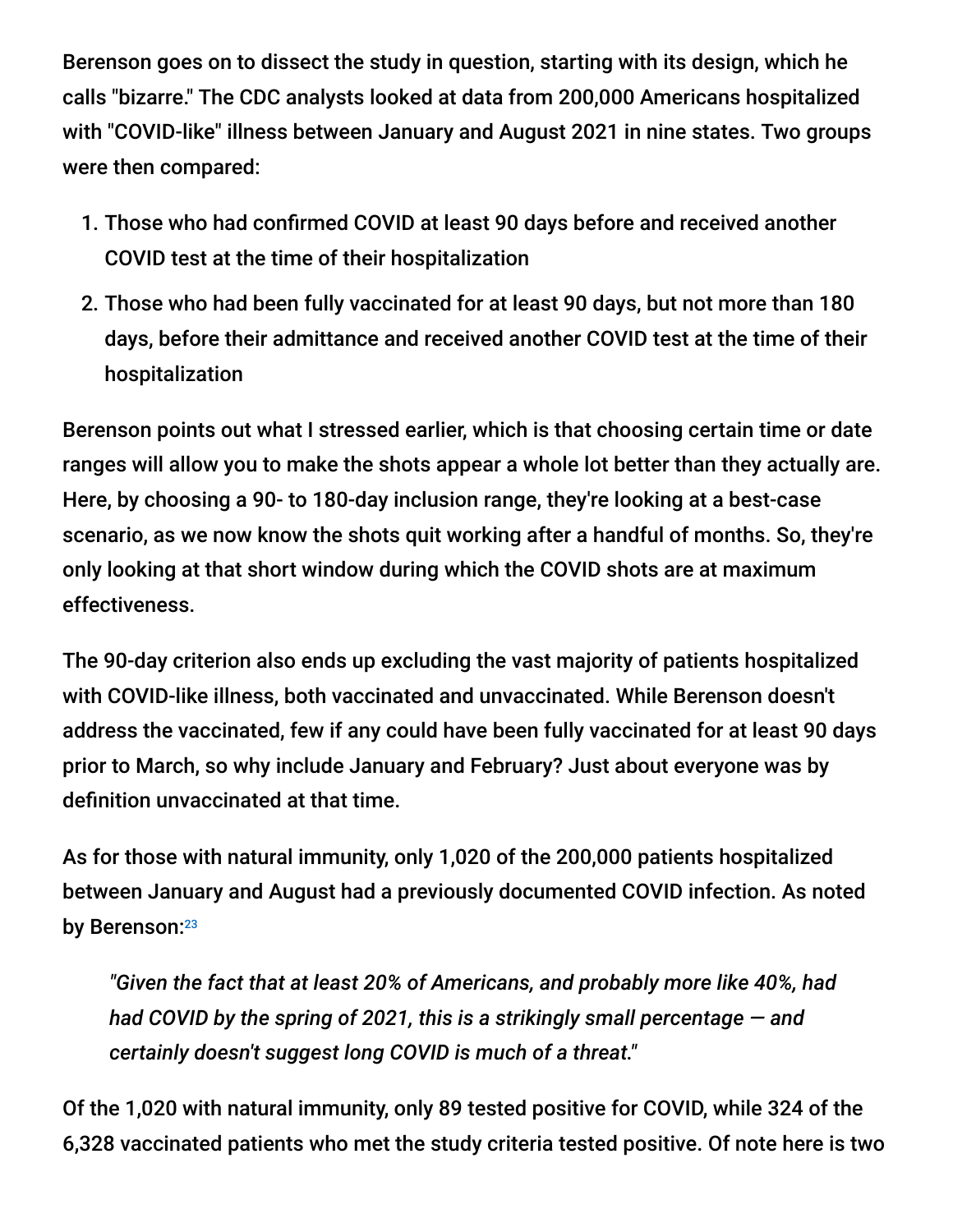Berenson goes on to dissect the study in question, starting with its design, which he calls "bizarre." The CDC analysts looked at data from 200,000 Americans hospitalized with "COVID-like" illness between January and August 2021 in nine states. Two groups were then compared:

1. Those who had confirmed COVID at least 90 days before and received another COVID test at the time of their hospitalization
2. Those who had been fully vaccinated for at least 90 days, but not more than 180 days, before their admittance and received another COVID test at the time of their hospitalization

Berenson points out what I stressed earlier, which is that choosing certain time or date ranges will allow you to make the shots appear a whole lot better than they actually are. Here, by choosing a 90- to 180-day inclusion range, they're looking at a best-case scenario, as we now know the shots quit working after a handful of months. So, they're only looking at that short window during which the COVID shots are at maximum effectiveness.

The 90-day criterion also ends up excluding the vast majority of patients hospitalized with COVID-like illness, both vaccinated and unvaccinated. While Berenson doesn't address the vaccinated, few if any could have been fully vaccinated for at least 90 days prior to March, so why include January and February? Just about everyone was by definition unvaccinated at that time.

As for those with natural immunity, only 1,020 of the 200,000 patients hospitalized between January and August had a previously documented COVID infection. As noted by Berenson:[23]

> *"Given the fact that at least 20% of Americans, and probably more like 40%, had had COVID by the spring of 2021, this is a strikingly small percentage — and certainly doesn't suggest long COVID is much of a threat."*

Of the 1,020 with natural immunity, only 89 tested positive for COVID, while 324 of the 6,328 vaccinated patients who met the study criteria tested positive. Of note here is two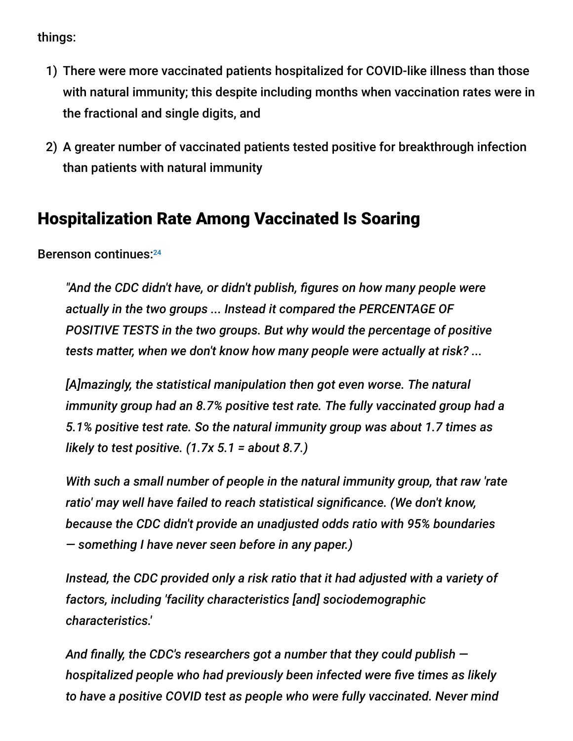things:

1) There were more vaccinated patients hospitalized for COVID-like illness than those with natural immunity; this despite including months when vaccination rates were in the fractional and single digits, and

2) A greater number of vaccinated patients tested positive for breakthrough infection than patients with natural immunity

## Hospitalization Rate Among Vaccinated Is Soaring

Berenson continues:[24]

> *"And the CDC didn't have, or didn't publish, figures on how many people were actually in the two groups ... Instead it compared the PERCENTAGE OF POSITIVE TESTS in the two groups. But why would the percentage of positive tests matter, when we don't know how many people were actually at risk? ...*
>
> *[A]mazingly, the statistical manipulation then got even worse. The natural immunity group had an 8.7% positive test rate. The fully vaccinated group had a 5.1% positive test rate. So the natural immunity group was about 1.7 times as likely to test positive. (1.7x 5.1 = about 8.7.)*
>
> *With such a small number of people in the natural immunity group, that raw 'rate ratio' may well have failed to reach statistical significance. (We don't know, because the CDC didn't provide an unadjusted odds ratio with 95% boundaries — something I have never seen before in any paper.)*
>
> *Instead, the CDC provided only a risk ratio that it had adjusted with a variety of factors, including 'facility characteristics [and] sociodemographic characteristics.'*
>
> *And finally, the CDC's researchers got a number that they could publish — hospitalized people who had previously been infected were five times as likely to have a positive COVID test as people who were fully vaccinated. Never mind*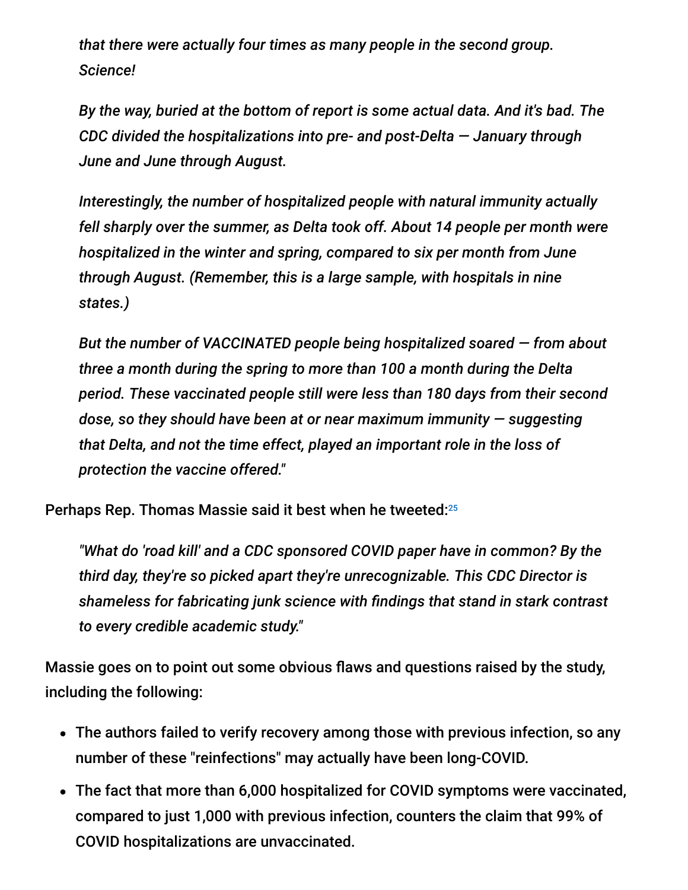> *that there were actually four times as many people in the second group. Science!*
>
> *By the way, buried at the bottom of report is some actual data. And it's bad. The CDC divided the hospitalizations into pre- and post-Delta — January through June and June through August.*
>
> *Interestingly, the number of hospitalized people with natural immunity actually fell sharply over the summer, as Delta took off. About 14 people per month were hospitalized in the winter and spring, compared to six per month from June through August. (Remember, this is a large sample, with hospitals in nine states.)*
>
> *But the number of VACCINATED people being hospitalized soared — from about three a month during the spring to more than 100 a month during the Delta period. These vaccinated people still were less than 180 days from their second dose, so they should have been at or near maximum immunity — suggesting that Delta, and not the time effect, played an important role in the loss of protection the vaccine offered."*

Perhaps Rep. Thomas Massie said it best when he tweeted:[25]

> *"What do 'road kill' and a CDC sponsored COVID paper have in common? By the third day, they're so picked apart they're unrecognizable. This CDC Director is shameless for fabricating junk science with findings that stand in stark contrast to every credible academic study."*

Massie goes on to point out some obvious flaws and questions raised by the study, including the following:

- The authors failed to verify recovery among those with previous infection, so any number of these "reinfections" may actually have been long-COVID.
- The fact that more than 6,000 hospitalized for COVID symptoms were vaccinated, compared to just 1,000 with previous infection, counters the claim that 99% of COVID hospitalizations are unvaccinated.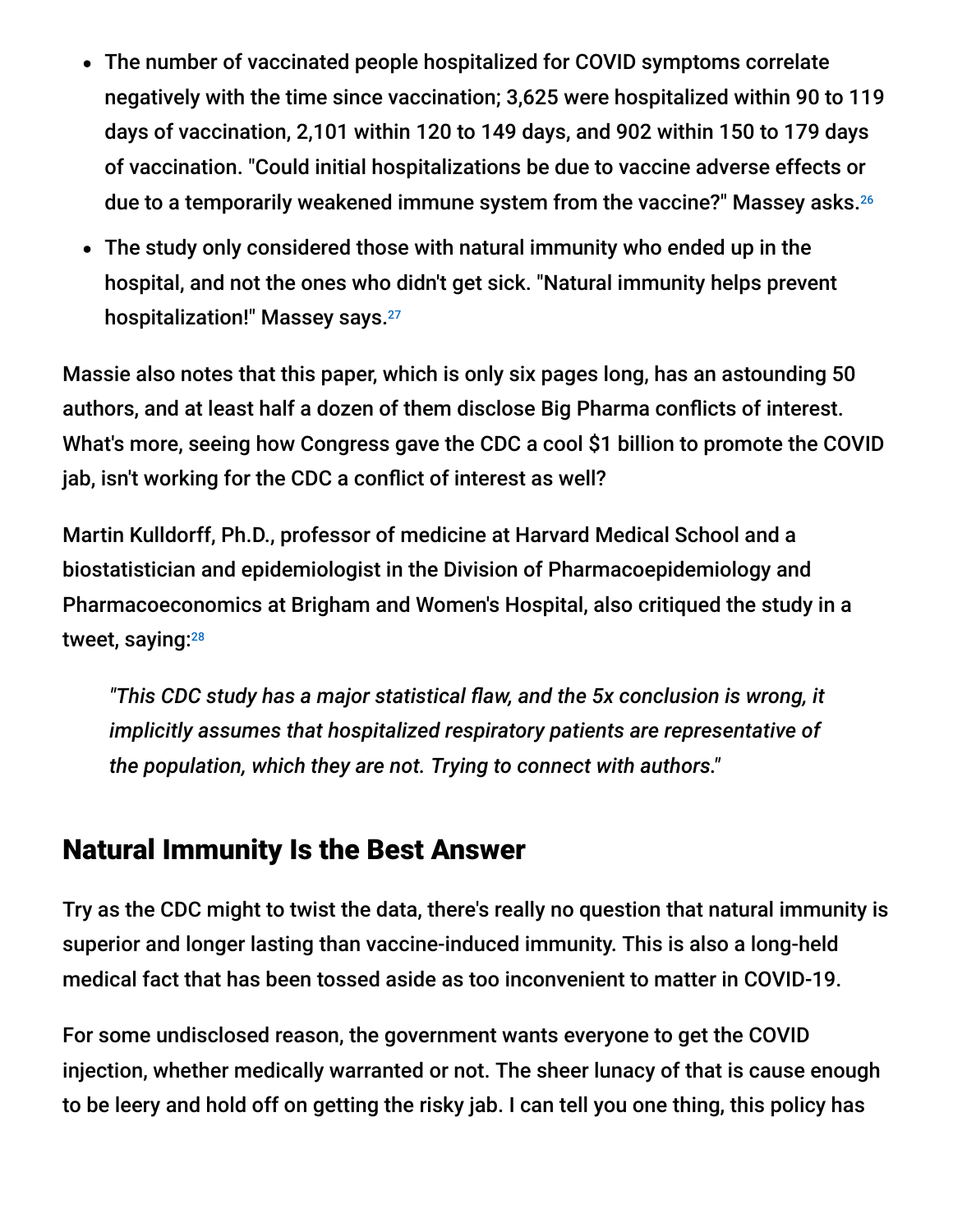- The number of vaccinated people hospitalized for COVID symptoms correlate negatively with the time since vaccination; 3,625 were hospitalized within 90 to 119 days of vaccination, 2,101 within 120 to 149 days, and 902 within 150 to 179 days of vaccination. "Could initial hospitalizations be due to vaccine adverse effects or due to a temporarily weakened immune system from the vaccine?" Massey asks.[26]
- The study only considered those with natural immunity who ended up in the hospital, and not the ones who didn't get sick. "Natural immunity helps prevent hospitalization!" Massey says.[27]

Massie also notes that this paper, which is only six pages long, has an astounding 50 authors, and at least half a dozen of them disclose Big Pharma conflicts of interest. What's more, seeing how Congress gave the CDC a cool $1 billion to promote the COVID jab, isn't working for the CDC a conflict of interest as well?

Martin Kulldorff, Ph.D., professor of medicine at Harvard Medical School and a biostatistician and epidemiologist in the Division of Pharmacoepidemiology and Pharmacoeconomics at Brigham and Women's Hospital, also critiqued the study in a tweet, saying:[28]

> *"This CDC study has a major statistical flaw, and the 5x conclusion is wrong, it implicitly assumes that hospitalized respiratory patients are representative of the population, which they are not. Trying to connect with authors."*

## Natural Immunity Is the Best Answer

Try as the CDC might to twist the data, there's really no question that natural immunity is superior and longer lasting than vaccine-induced immunity. This is also a long-held medical fact that has been tossed aside as too inconvenient to matter in COVID-19.

For some undisclosed reason, the government wants everyone to get the COVID injection, whether medically warranted or not. The sheer lunacy of that is cause enough to be leery and hold off on getting the risky jab. I can tell you one thing, this policy has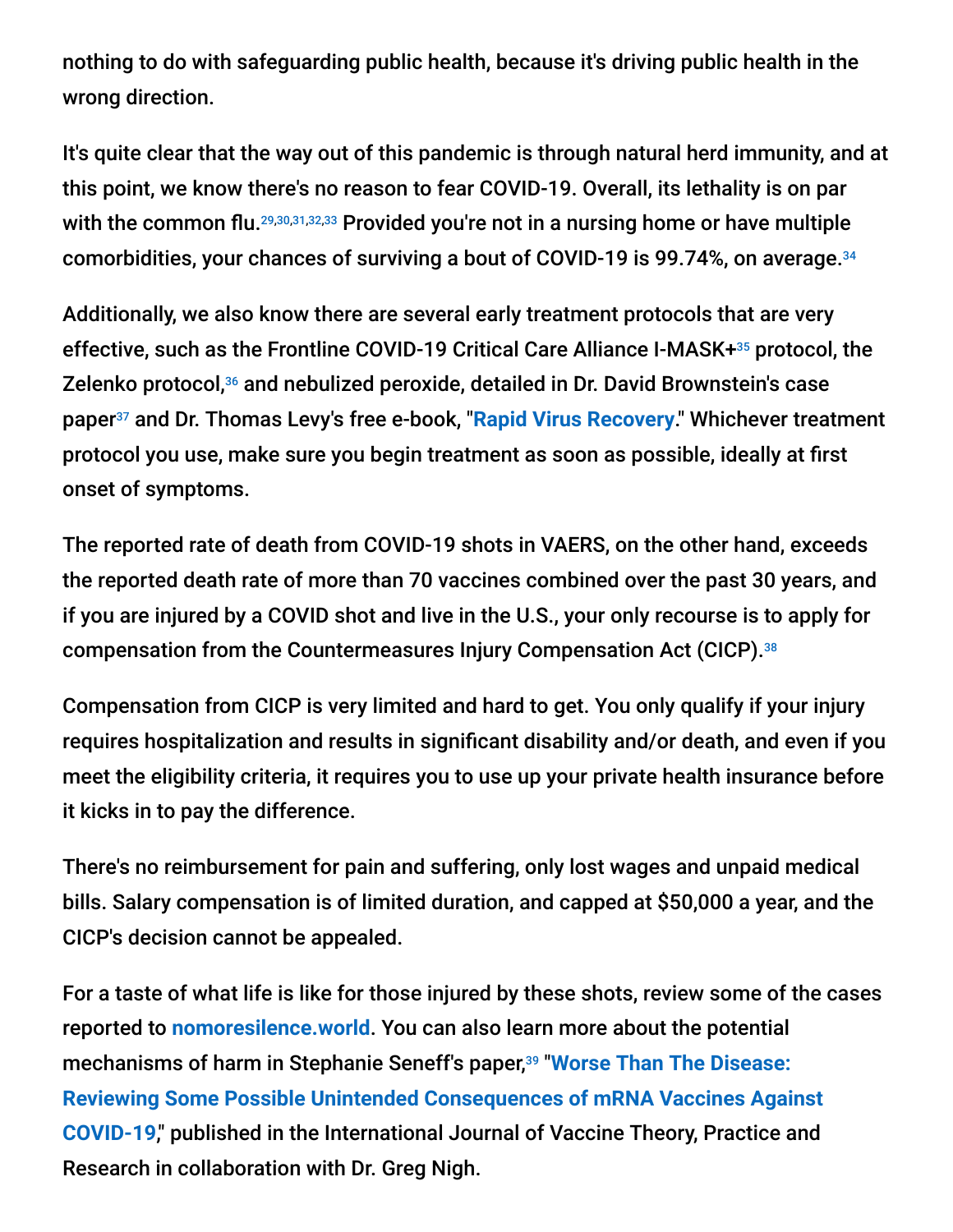nothing to do with safeguarding public health, because it's driving public health in the wrong direction.

It's quite clear that the way out of this pandemic is through natural herd immunity, and at this point, we know there's no reason to fear COVID-19. Overall, its lethality is on par with the common flu.[29,30,31,32,33] Provided you're not in a nursing home or have multiple comorbidities, your chances of surviving a bout of COVID-19 is 99.74%, on average.[34]

Additionally, we also know there are several early treatment protocols that are very effective, such as the Frontline COVID-19 Critical Care Alliance I-MASK+[35] protocol, the Zelenko protocol,[36] and nebulized peroxide, detailed in Dr. David Brownstein's case paper[37] and Dr. Thomas Levy's free e-book, "**Rapid Virus Recovery**." Whichever treatment protocol you use, make sure you begin treatment as soon as possible, ideally at first onset of symptoms.

The reported rate of death from COVID-19 shots in VAERS, on the other hand, exceeds the reported death rate of more than 70 vaccines combined over the past 30 years, and if you are injured by a COVID shot and live in the U.S., your only recourse is to apply for compensation from the Countermeasures Injury Compensation Act (CICP).[38]

Compensation from CICP is very limited and hard to get. You only qualify if your injury requires hospitalization and results in significant disability and/or death, and even if you meet the eligibility criteria, it requires you to use up your private health insurance before it kicks in to pay the difference.

There's no reimbursement for pain and suffering, only lost wages and unpaid medical bills. Salary compensation is of limited duration, and capped at $50,000 a year, and the CICP's decision cannot be appealed.

For a taste of what life is like for those injured by these shots, review some of the cases reported to **nomoresilence.world**. You can also learn more about the potential mechanisms of harm in Stephanie Seneff's paper,[39] "**Worse Than The Disease: Reviewing Some Possible Unintended Consequences of mRNA Vaccines Against COVID-19**," published in the International Journal of Vaccine Theory, Practice and Research in collaboration with Dr. Greg Nigh.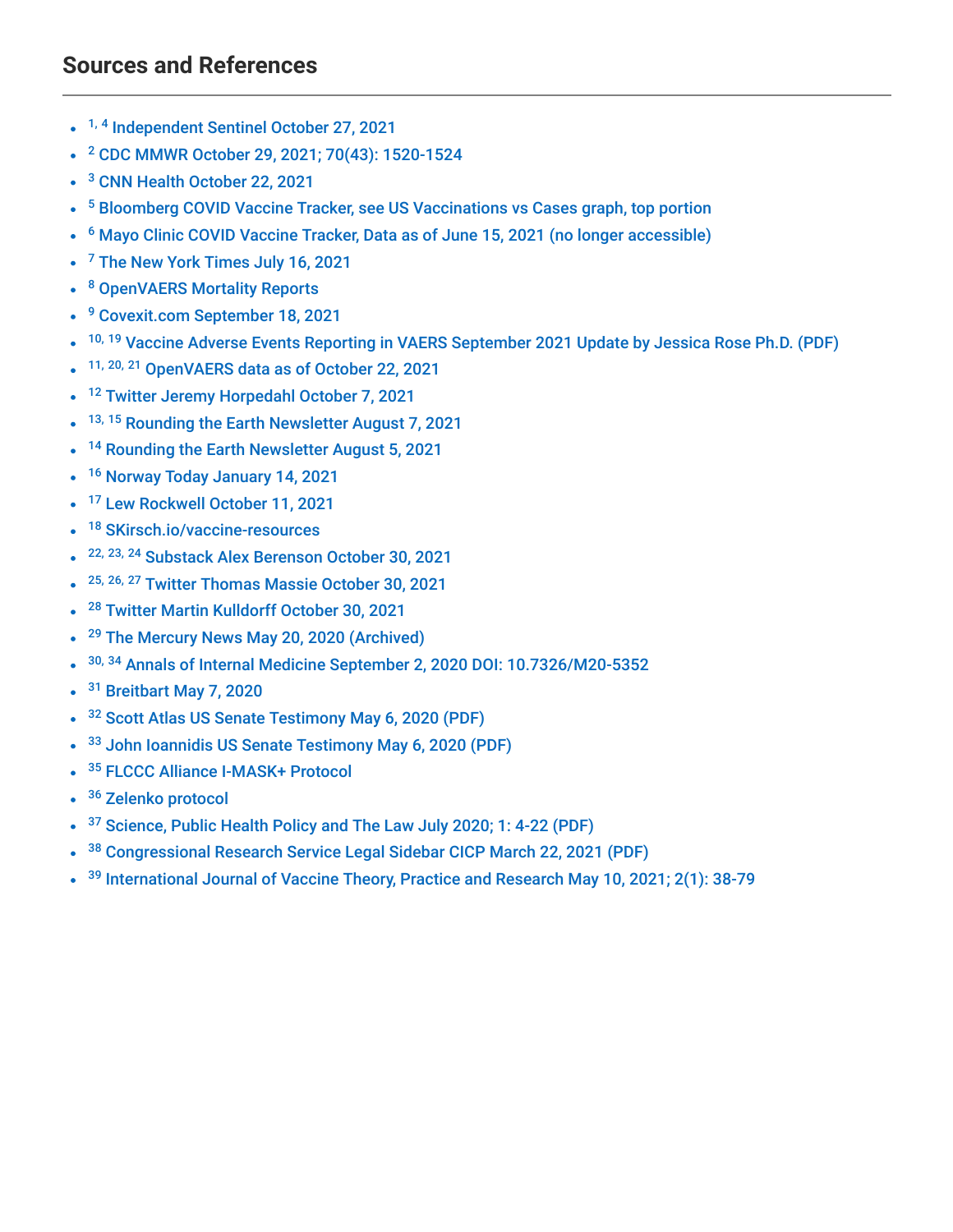## Sources and References

- [1, 4] Independent Sentinel October 27, 2021
- [2] CDC MMWR October 29, 2021; 70(43): 1520-1524
- [3] CNN Health October 22, 2021
- [5] Bloomberg COVID Vaccine Tracker, see US Vaccinations vs Cases graph, top portion
- [6] Mayo Clinic COVID Vaccine Tracker, Data as of June 15, 2021 (no longer accessible)
- [7] The New York Times July 16, 2021
- [8] OpenVAERS Mortality Reports
- [9] Covexit.com September 18, 2021
- [10, 19] Vaccine Adverse Events Reporting in VAERS September 2021 Update by Jessica Rose Ph.D. (PDF)
- [11, 20, 21] OpenVAERS data as of October 22, 2021
- [12] Twitter Jeremy Horpedahl October 7, 2021
- [13, 15] Rounding the Earth Newsletter August 7, 2021
- [14] Rounding the Earth Newsletter August 5, 2021
- [16] Norway Today January 14, 2021
- [17] Lew Rockwell October 11, 2021
- [18] SKirsch.io/vaccine-resources
- [22, 23, 24] Substack Alex Berenson October 30, 2021
- [25, 26, 27] Twitter Thomas Massie October 30, 2021
- [28] Twitter Martin Kulldorff October 30, 2021
- [29] The Mercury News May 20, 2020 (Archived)
- [30, 34] Annals of Internal Medicine September 2, 2020 DOI: 10.7326/M20-5352
- [31] Breitbart May 7, 2020
- [32] Scott Atlas US Senate Testimony May 6, 2020 (PDF)
- [33] John Ioannidis US Senate Testimony May 6, 2020 (PDF)
- [35] FLCCC Alliance I-MASK+ Protocol
- [36] Zelenko protocol
- [37] Science, Public Health Policy and The Law July 2020; 1: 4-22 (PDF)
- [38] Congressional Research Service Legal Sidebar CICP March 22, 2021 (PDF)
- [39] International Journal of Vaccine Theory, Practice and Research May 10, 2021; 2(1): 38-79